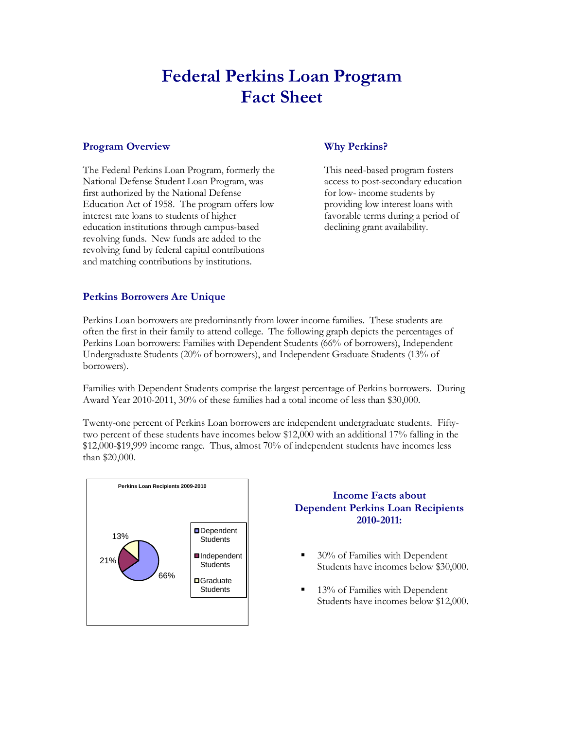# Federal Perkins Loan Program
# Fact Sheet

### Program Overview

The Federal Perkins Loan Program, formerly the National Defense Student Loan Program, was first authorized by the National Defense Education Act of 1958. The program offers low interest rate loans to students of higher education institutions through campus-based revolving funds. New funds are added to the revolving fund by federal capital contributions and matching contributions by institutions.

### Why Perkins?

This need-based program fosters access to post-secondary education for low- income students by providing low interest loans with favorable terms during a period of declining grant availability.

### Perkins Borrowers Are Unique

Perkins Loan borrowers are predominantly from lower income families. These students are often the first in their family to attend college. The following graph depicts the percentages of Perkins Loan borrowers: Families with Dependent Students (66% of borrowers), Independent Undergraduate Students (20% of borrowers), and Independent Graduate Students (13% of borrowers).

Families with Dependent Students comprise the largest percentage of Perkins borrowers. During Award Year 2010-2011, 30% of these families had a total income of less than $30,000.

Twenty-one percent of Perkins Loan borrowers are independent undergraduate students. Fifty-two percent of these students have incomes below $12,000 with an additional 17% falling in the $12,000-$19,999 income range. Thus, almost 70% of independent students have incomes less than $20,000.

**Perkins Loan Recipients 2009-2010**

| Category | Percentage |
| --- | --- |
| Dependent Students | 66% |
| Independent Students | 21% |
| Graduate Students | 13% |

### Income Facts about Dependent Perkins Loan Recipients 2010-2011:

- 30% of Families with Dependent Students have incomes below $30,000.
- 13% of Families with Dependent Students have incomes below $12,000.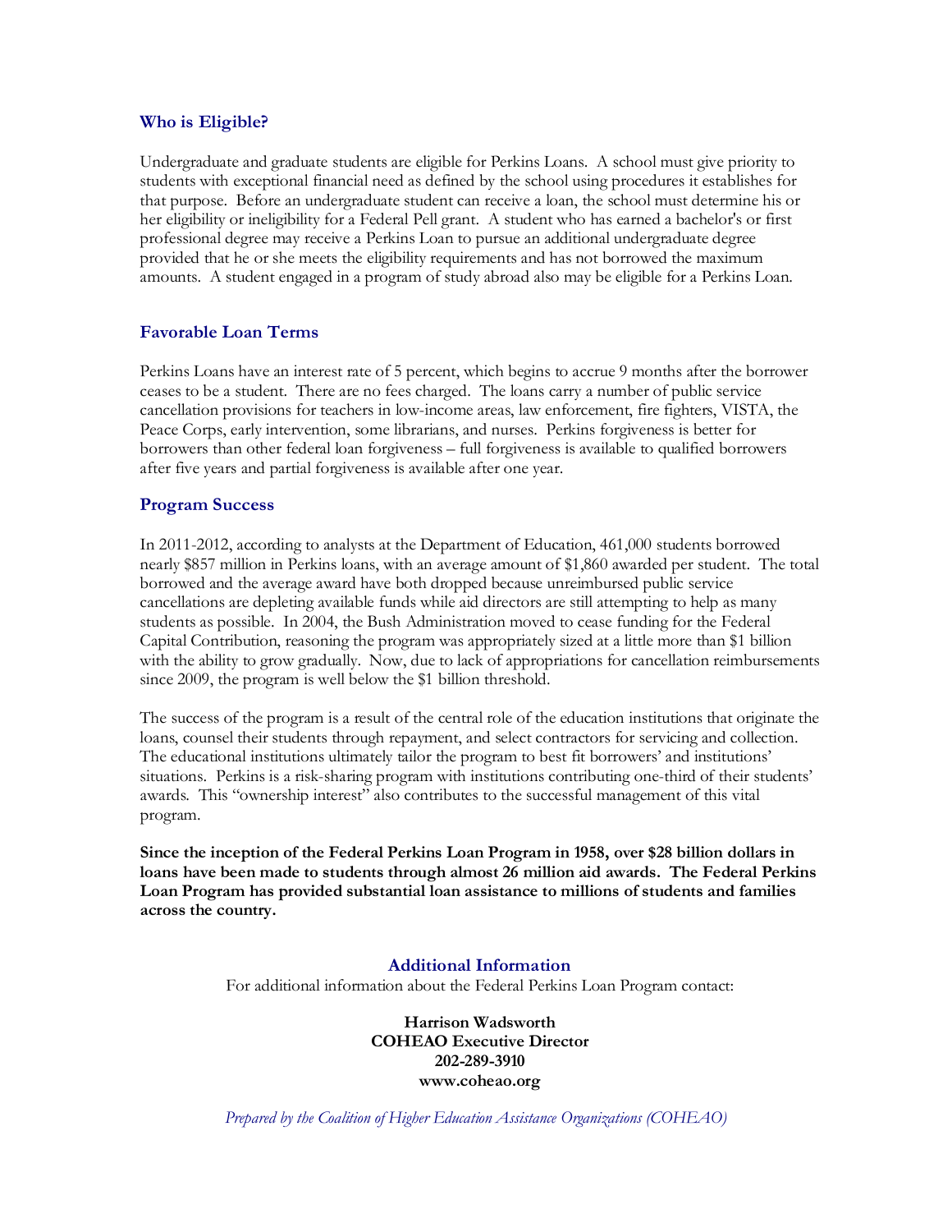## Who is Eligible?

Undergraduate and graduate students are eligible for Perkins Loans. A school must give priority to students with exceptional financial need as defined by the school using procedures it establishes for that purpose. Before an undergraduate student can receive a loan, the school must determine his or her eligibility or ineligibility for a Federal Pell grant. A student who has earned a bachelor's or first professional degree may receive a Perkins Loan to pursue an additional undergraduate degree provided that he or she meets the eligibility requirements and has not borrowed the maximum amounts. A student engaged in a program of study abroad also may be eligible for a Perkins Loan.

## Favorable Loan Terms

Perkins Loans have an interest rate of 5 percent, which begins to accrue 9 months after the borrower ceases to be a student. There are no fees charged. The loans carry a number of public service cancellation provisions for teachers in low-income areas, law enforcement, fire fighters, VISTA, the Peace Corps, early intervention, some librarians, and nurses. Perkins forgiveness is better for borrowers than other federal loan forgiveness – full forgiveness is available to qualified borrowers after five years and partial forgiveness is available after one year.

## Program Success

In 2011-2012, according to analysts at the Department of Education, 461,000 students borrowed nearly $857 million in Perkins loans, with an average amount of $1,860 awarded per student. The total borrowed and the average award have both dropped because unreimbursed public service cancellations are depleting available funds while aid directors are still attempting to help as many students as possible. In 2004, the Bush Administration moved to cease funding for the Federal Capital Contribution, reasoning the program was appropriately sized at a little more than $1 billion with the ability to grow gradually. Now, due to lack of appropriations for cancellation reimbursements since 2009, the program is well below the $1 billion threshold.

The success of the program is a result of the central role of the education institutions that originate the loans, counsel their students through repayment, and select contractors for servicing and collection. The educational institutions ultimately tailor the program to best fit borrowers' and institutions' situations. Perkins is a risk-sharing program with institutions contributing one-third of their students' awards. This "ownership interest" also contributes to the successful management of this vital program.

**Since the inception of the Federal Perkins Loan Program in 1958, over $28 billion dollars in loans have been made to students through almost 26 million aid awards. The Federal Perkins Loan Program has provided substantial loan assistance to millions of students and families across the country.**

## Additional Information

For additional information about the Federal Perkins Loan Program contact:

**Harrison Wadsworth**
**COHEAO Executive Director**
**202-289-3910**
**www.coheao.org**

*Prepared by the Coalition of Higher Education Assistance Organizations (COHEAO)*